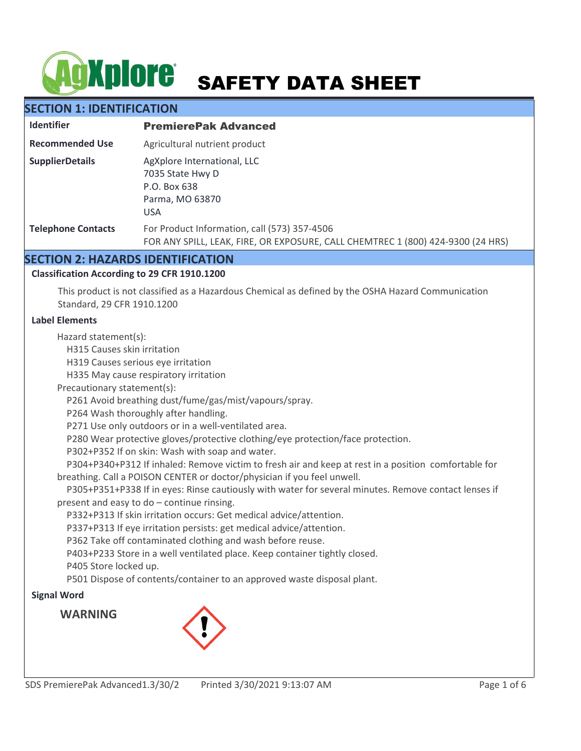# SAFETY DATA SHEET

## SECTION 1: IDENTIFICATION

| | |
|---|---|
| **Identifier** | **PremierePak Advanced** |
| **Recommended Use** | Agricultural nutrient product |
| **SupplierDetails** | AgXplore International, LLC<br>7035 State Hwy D<br>P.O. Box 638<br>Parma, MO 63870<br>USA |
| **Telephone Contacts** | For Product Information, call (573) 357-4506<br>FOR ANY SPILL, LEAK, FIRE, OR EXPOSURE, CALL CHEMTREC 1 (800) 424-9300 (24 HRS) |

## SECTION 2: HAZARDS IDENTIFICATION

### Classification According to 29 CFR 1910.1200

This product is not classified as a Hazardous Chemical as defined by the OSHA Hazard Communication Standard, 29 CFR 1910.1200

### Label Elements

Hazard statement(s):

- H315 Causes skin irritation
- H319 Causes serious eye irritation
- H335 May cause respiratory irritation

Precautionary statement(s):

- P261 Avoid breathing dust/fume/gas/mist/vapours/spray.
- P264 Wash thoroughly after handling.
- P271 Use only outdoors or in a well-ventilated area.
- P280 Wear protective gloves/protective clothing/eye protection/face protection.
- P302+P352 If on skin: Wash with soap and water.
- P304+P340+P312 If inhaled: Remove victim to fresh air and keep at rest in a position comfortable for breathing. Call a POISON CENTER or doctor/physician if you feel unwell.
- P305+P351+P338 If in eyes: Rinse cautiously with water for several minutes. Remove contact lenses if present and easy to do – continue rinsing.
- P332+P313 If skin irritation occurs: Get medical advice/attention.
- P337+P313 If eye irritation persists: get medical advice/attention.
- P362 Take off contaminated clothing and wash before reuse.
- P403+P233 Store in a well ventilated place. Keep container tightly closed.
- P405 Store locked up.
- P501 Dispose of contents/container to an approved waste disposal plant.

### Signal Word

**WARNING**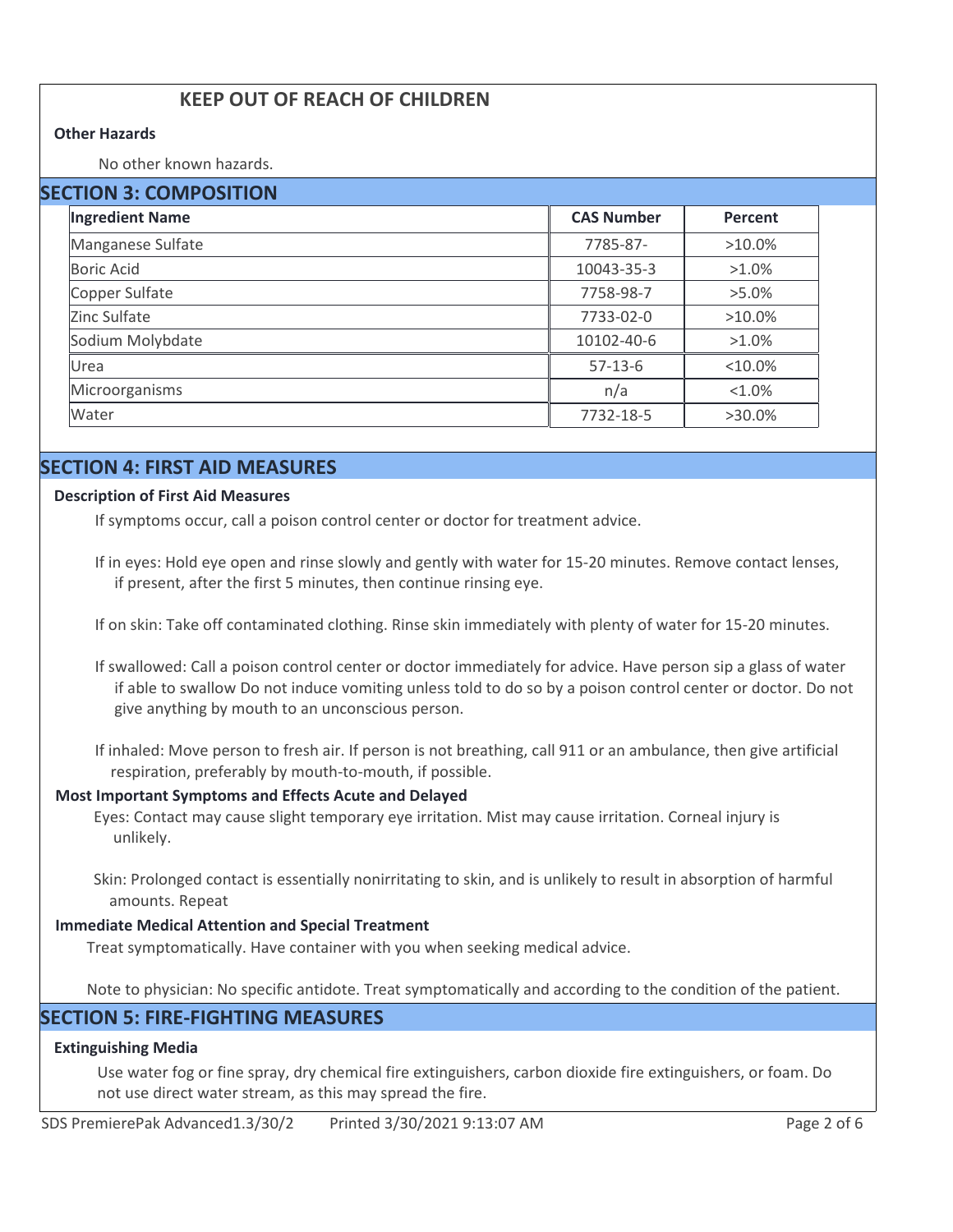## KEEP OUT OF REACH OF CHILDREN

**Other Hazards**

No other known hazards.

## SECTION 3: COMPOSITION

| Ingredient Name | CAS Number | Percent |
|---|---|---|
| Manganese Sulfate | 7785-87- | >10.0% |
| Boric Acid | 10043-35-3 | >1.0% |
| Copper Sulfate | 7758-98-7 | >5.0% |
| Zinc Sulfate | 7733-02-0 | >10.0% |
| Sodium Molybdate | 10102-40-6 | >1.0% |
| Urea | 57-13-6 | <10.0% |
| Microorganisms | n/a | <1.0% |
| Water | 7732-18-5 | >30.0% |

## SECTION 4: FIRST AID MEASURES

**Description of First Aid Measures**

If symptoms occur, call a poison control center or doctor for treatment advice.

If in eyes: Hold eye open and rinse slowly and gently with water for 15-20 minutes. Remove contact lenses, if present, after the first 5 minutes, then continue rinsing eye.

If on skin: Take off contaminated clothing. Rinse skin immediately with plenty of water for 15-20 minutes.

If swallowed: Call a poison control center or doctor immediately for advice. Have person sip a glass of water if able to swallow Do not induce vomiting unless told to do so by a poison control center or doctor. Do not give anything by mouth to an unconscious person.

If inhaled: Move person to fresh air. If person is not breathing, call 911 or an ambulance, then give artificial respiration, preferably by mouth-to-mouth, if possible.

**Most Important Symptoms and Effects Acute and Delayed**

Eyes: Contact may cause slight temporary eye irritation. Mist may cause irritation. Corneal injury is unlikely.

Skin: Prolonged contact is essentially nonirritating to skin, and is unlikely to result in absorption of harmful amounts. Repeat

**Immediate Medical Attention and Special Treatment**

Treat symptomatically. Have container with you when seeking medical advice.

Note to physician: No specific antidote. Treat symptomatically and according to the condition of the patient.

## SECTION 5: FIRE-FIGHTING MEASURES

**Extinguishing Media**

Use water fog or fine spray, dry chemical fire extinguishers, carbon dioxide fire extinguishers, or foam. Do not use direct water stream, as this may spread the fire.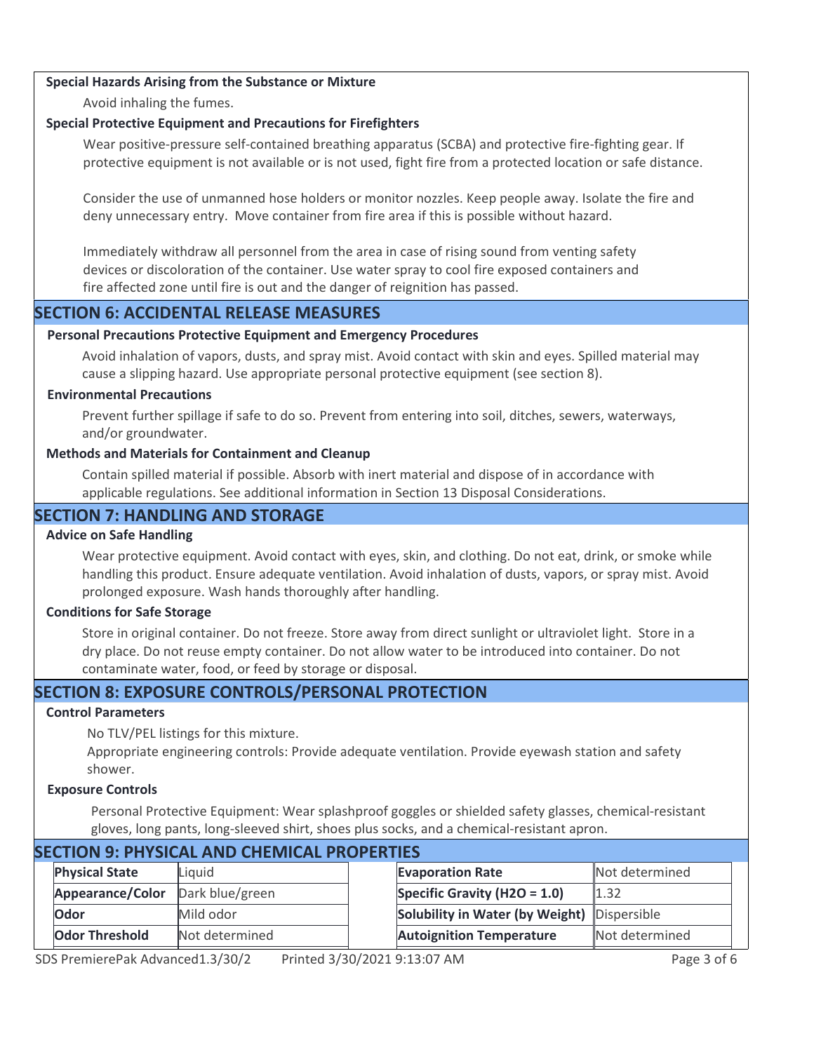**Special Hazards Arising from the Substance or Mixture**

Avoid inhaling the fumes.

**Special Protective Equipment and Precautions for Firefighters**

Wear positive-pressure self-contained breathing apparatus (SCBA) and protective fire-fighting gear. If protective equipment is not available or is not used, fight fire from a protected location or safe distance.

Consider the use of unmanned hose holders or monitor nozzles. Keep people away. Isolate the fire and deny unnecessary entry. Move container from fire area if this is possible without hazard.

Immediately withdraw all personnel from the area in case of rising sound from venting safety devices or discoloration of the container. Use water spray to cool fire exposed containers and fire affected zone until fire is out and the danger of reignition has passed.

## SECTION 6: ACCIDENTAL RELEASE MEASURES

**Personal Precautions Protective Equipment and Emergency Procedures**

Avoid inhalation of vapors, dusts, and spray mist. Avoid contact with skin and eyes. Spilled material may cause a slipping hazard. Use appropriate personal protective equipment (see section 8).

**Environmental Precautions**

Prevent further spillage if safe to do so. Prevent from entering into soil, ditches, sewers, waterways, and/or groundwater.

**Methods and Materials for Containment and Cleanup**

Contain spilled material if possible. Absorb with inert material and dispose of in accordance with applicable regulations. See additional information in Section 13 Disposal Considerations.

## SECTION 7: HANDLING AND STORAGE

**Advice on Safe Handling**

Wear protective equipment. Avoid contact with eyes, skin, and clothing. Do not eat, drink, or smoke while handling this product. Ensure adequate ventilation. Avoid inhalation of dusts, vapors, or spray mist. Avoid prolonged exposure. Wash hands thoroughly after handling.

**Conditions for Safe Storage**

Store in original container. Do not freeze. Store away from direct sunlight or ultraviolet light. Store in a dry place. Do not reuse empty container. Do not allow water to be introduced into container. Do not contaminate water, food, or feed by storage or disposal.

## SECTION 8: EXPOSURE CONTROLS/PERSONAL PROTECTION

**Control Parameters**

No TLV/PEL listings for this mixture.
Appropriate engineering controls: Provide adequate ventilation. Provide eyewash station and safety shower.

**Exposure Controls**

Personal Protective Equipment: Wear splashproof goggles or shielded safety glasses, chemical-resistant gloves, long pants, long-sleeved shirt, shoes plus socks, and a chemical-resistant apron.

## SECTION 9: PHYSICAL AND CHEMICAL PROPERTIES

| Property | Value | Property | Value |
|---|---|---|---|
| **Physical State** | Liquid | **Evaporation Rate** | Not determined |
| **Appearance/Color** | Dark blue/green | **Specific Gravity ($H_2O$ = 1.0)** | 1.32 |
| **Odor** | Mild odor | **Solubility in Water (by Weight)** | Dispersible |
| **Odor Threshold** | Not determined | **Autoignition Temperature** | Not determined |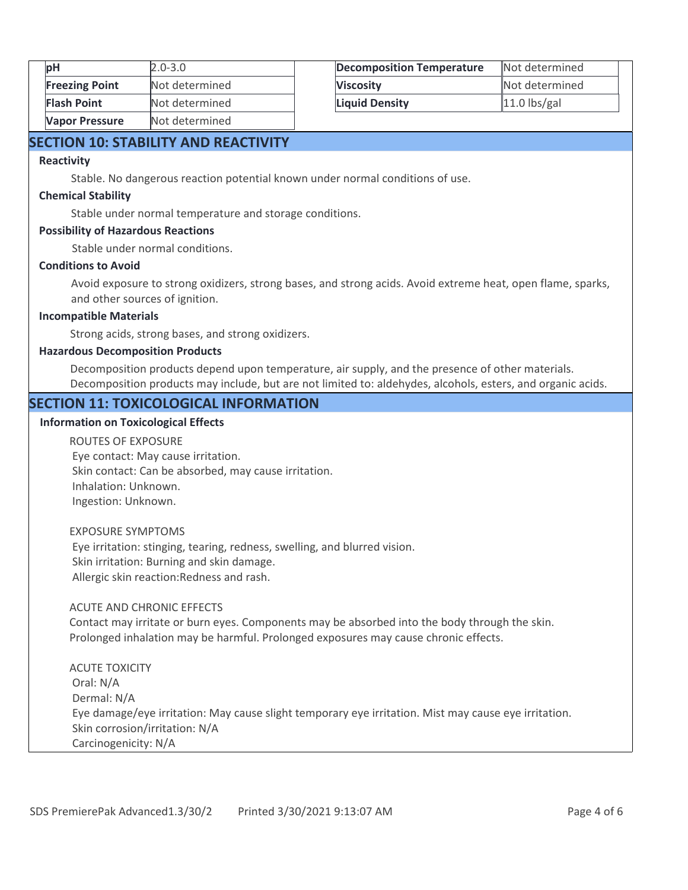| pH | 2.0-3.0 | Decomposition Temperature | Not determined |
|---|---|---|---|
| Freezing Point | Not determined | Viscosity | Not determined |
| Flash Point | Not determined | Liquid Density | 11.0 lbs/gal |
| Vapor Pressure | Not determined | | |

## SECTION 10: STABILITY AND REACTIVITY

**Reactivity**

Stable. No dangerous reaction potential known under normal conditions of use.

**Chemical Stability**

Stable under normal temperature and storage conditions.

**Possibility of Hazardous Reactions**

Stable under normal conditions.

**Conditions to Avoid**

Avoid exposure to strong oxidizers, strong bases, and strong acids. Avoid extreme heat, open flame, sparks, and other sources of ignition.

**Incompatible Materials**

Strong acids, strong bases, and strong oxidizers.

**Hazardous Decomposition Products**

Decomposition products depend upon temperature, air supply, and the presence of other materials. Decomposition products may include, but are not limited to: aldehydes, alcohols, esters, and organic acids.

## SECTION 11: TOXICOLOGICAL INFORMATION

**Information on Toxicological Effects**

ROUTES OF EXPOSURE
Eye contact: May cause irritation.
Skin contact: Can be absorbed, may cause irritation.
Inhalation: Unknown.
Ingestion: Unknown.

EXPOSURE SYMPTOMS
Eye irritation: stinging, tearing, redness, swelling, and blurred vision.
Skin irritation: Burning and skin damage.
Allergic skin reaction:Redness and rash.

ACUTE AND CHRONIC EFFECTS
Contact may irritate or burn eyes. Components may be absorbed into the body through the skin. Prolonged inhalation may be harmful. Prolonged exposures may cause chronic effects.

ACUTE TOXICITY
Oral: N/A
Dermal: N/A
Eye damage/eye irritation: May cause slight temporary eye irritation. Mist may cause eye irritation.
Skin corrosion/irritation: N/A
Carcinogenicity: N/A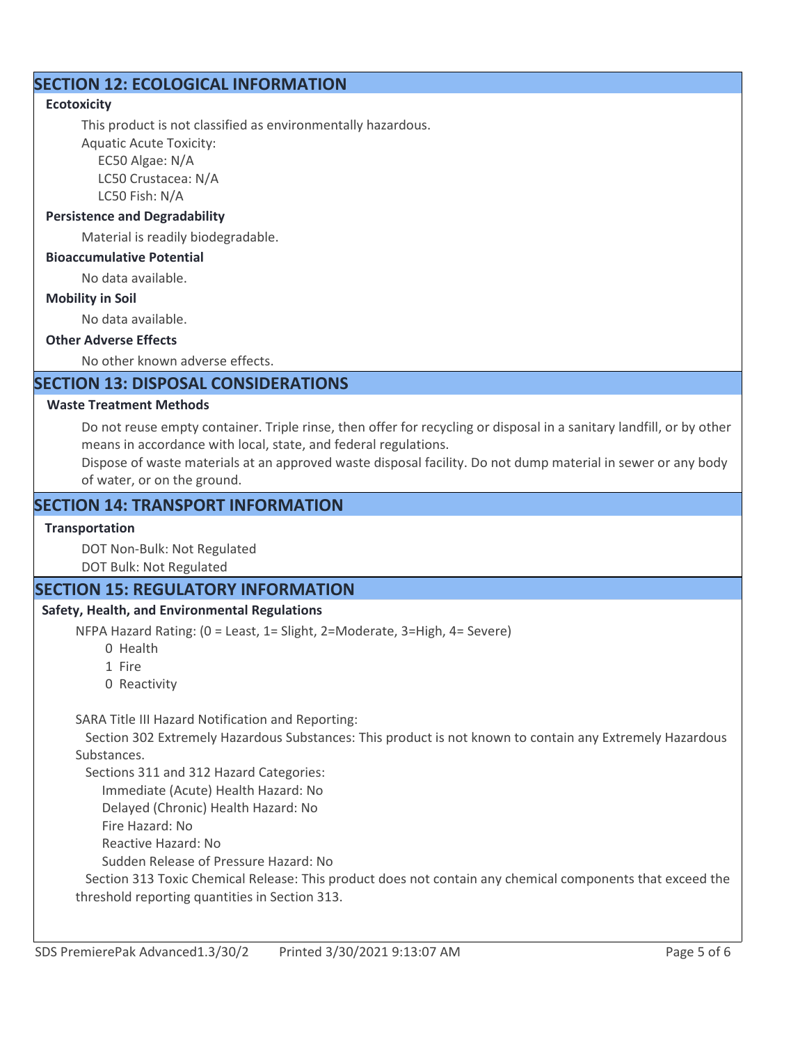## SECTION 12: ECOLOGICAL INFORMATION

**Ecotoxicity**

This product is not classified as environmentally hazardous.

Aquatic Acute Toxicity:

EC50 Algae: N/A

LC50 Crustacea: N/A

LC50 Fish: N/A

**Persistence and Degradability**

Material is readily biodegradable.

**Bioaccumulative Potential**

No data available.

**Mobility in Soil**

No data available.

**Other Adverse Effects**

No other known adverse effects.

## SECTION 13: DISPOSAL CONSIDERATIONS

**Waste Treatment Methods**

Do not reuse empty container. Triple rinse, then offer for recycling or disposal in a sanitary landfill, or by other means in accordance with local, state, and federal regulations.

Dispose of waste materials at an approved waste disposal facility. Do not dump material in sewer or any body of water, or on the ground.

## SECTION 14: TRANSPORT INFORMATION

**Transportation**

DOT Non-Bulk: Not Regulated

DOT Bulk: Not Regulated

## SECTION 15: REGULATORY INFORMATION

**Safety, Health, and Environmental Regulations**

NFPA Hazard Rating: (0 = Least, 1= Slight, 2=Moderate, 3=High, 4= Severe)

0 Health

1 Fire

0 Reactivity

SARA Title III Hazard Notification and Reporting:

Section 302 Extremely Hazardous Substances: This product is not known to contain any Extremely Hazardous Substances.

Sections 311 and 312 Hazard Categories:

Immediate (Acute) Health Hazard: No

Delayed (Chronic) Health Hazard: No

Fire Hazard: No

Reactive Hazard: No

Sudden Release of Pressure Hazard: No

Section 313 Toxic Chemical Release: This product does not contain any chemical components that exceed the threshold reporting quantities in Section 313.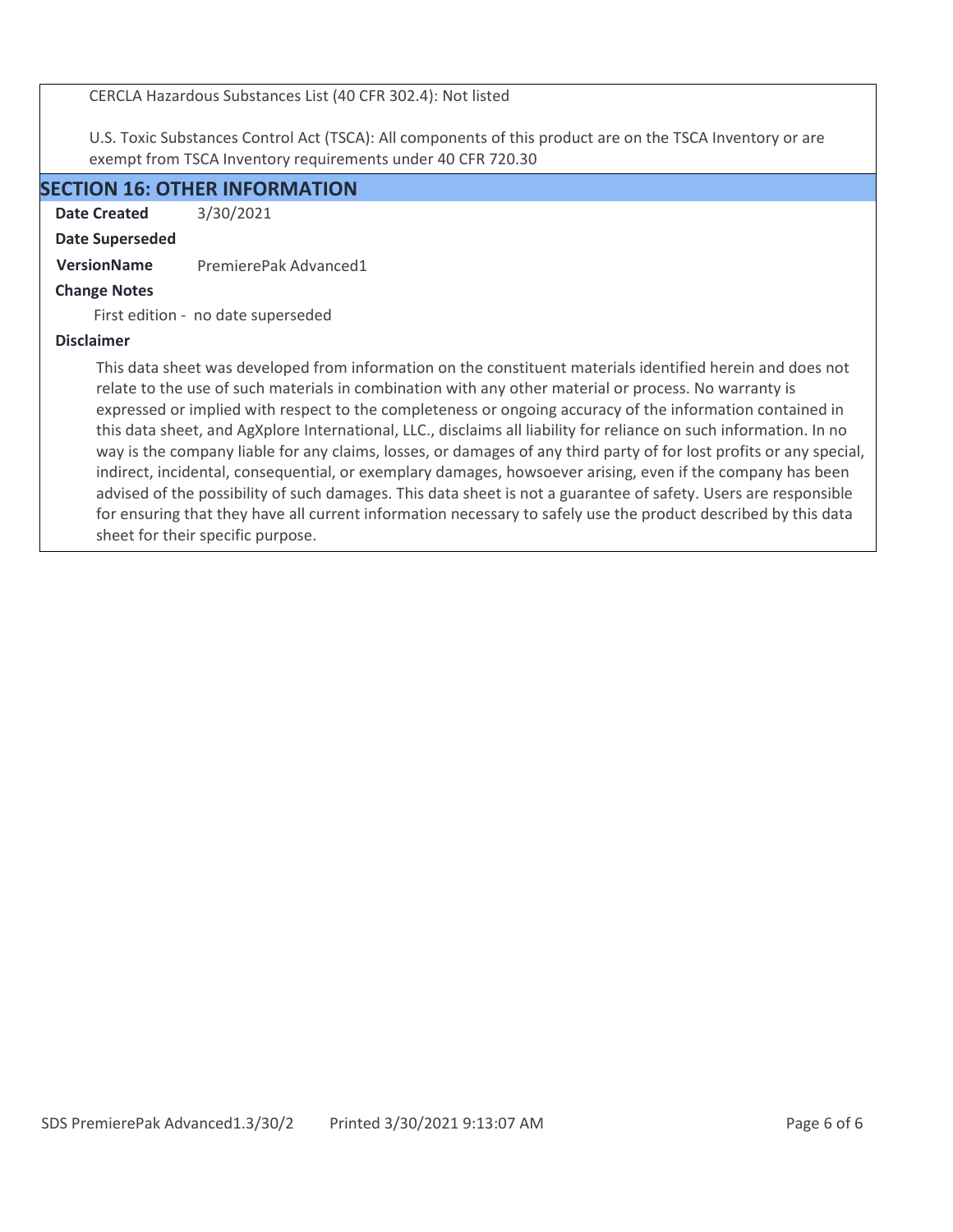CERCLA Hazardous Substances List (40 CFR 302.4): Not listed

U.S. Toxic Substances Control Act (TSCA): All components of this product are on the TSCA Inventory or are exempt from TSCA Inventory requirements under 40 CFR 720.30

## SECTION 16: OTHER INFORMATION

**Date Created** 3/30/2021

**Date Superseded**

**VersionName** PremierePak Advanced1

**Change Notes**

First edition - no date superseded

**Disclaimer**

This data sheet was developed from information on the constituent materials identified herein and does not relate to the use of such materials in combination with any other material or process. No warranty is expressed or implied with respect to the completeness or ongoing accuracy of the information contained in this data sheet, and AgXplore International, LLC., disclaims all liability for reliance on such information. In no way is the company liable for any claims, losses, or damages of any third party of for lost profits or any special, indirect, incidental, consequential, or exemplary damages, howsoever arising, even if the company has been advised of the possibility of such damages. This data sheet is not a guarantee of safety. Users are responsible for ensuring that they have all current information necessary to safely use the product described by this data sheet for their specific purpose.